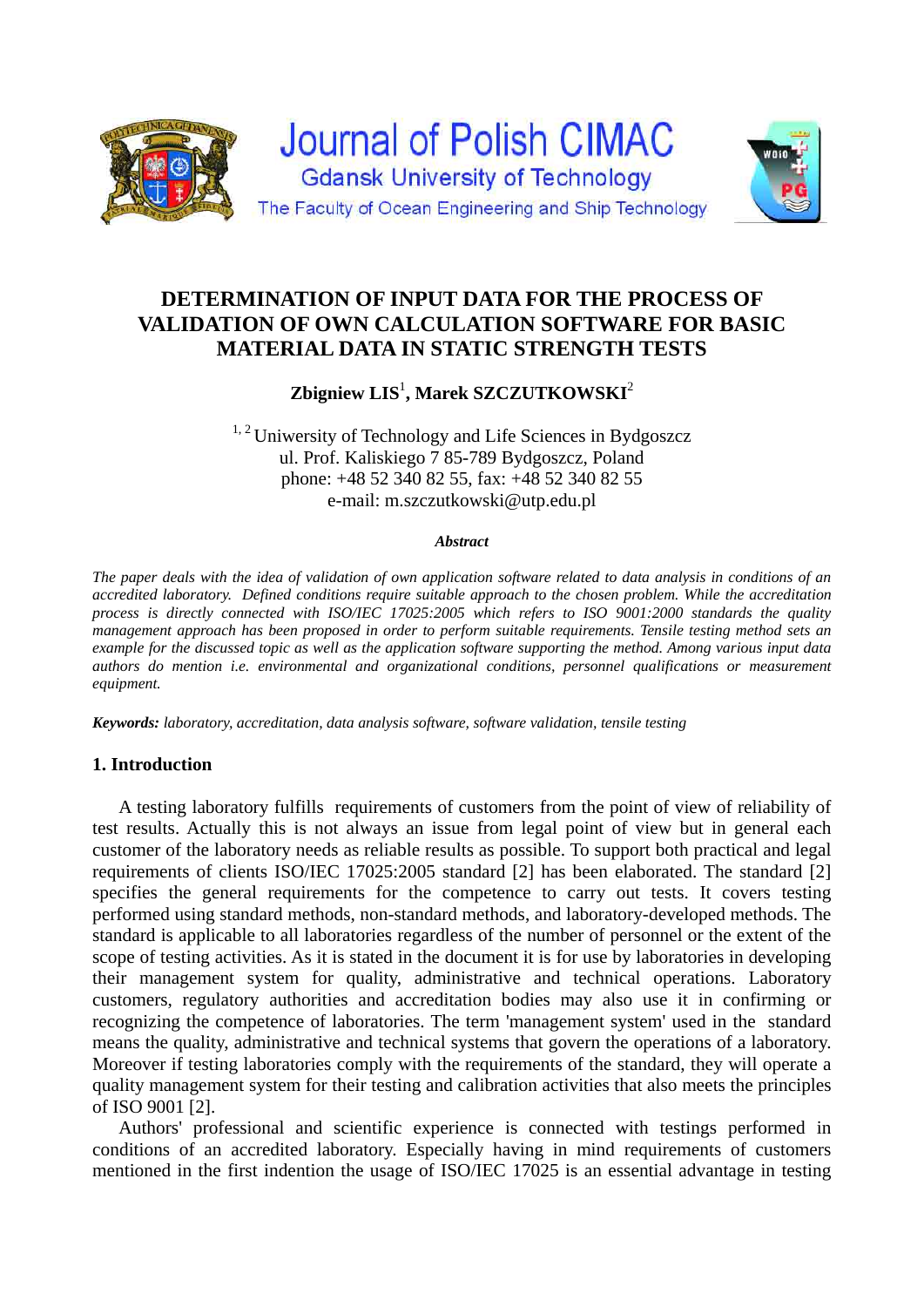Journal of Polish CIMAC
Gdansk University of Technology
The Faculty of Ocean Engineering and Ship Technology

# DETERMINATION OF INPUT DATA FOR THE PROCESS OF VALIDATION OF OWN CALCULATION SOFTWARE FOR BASIC MATERIAL DATA IN STATIC STRENGTH TESTS

**Zbigniew LIS**[1]**, Marek SZCZUTKOWSKI**[2]

[1, 2] Uniwersity of Technology and Life Sciences in Bydgoszcz
ul. Prof. Kaliskiego 7 85-789 Bydgoszcz, Poland
phone: +48 52 340 82 55, fax: +48 52 340 82 55
e-mail: m.szczutkowski@utp.edu.pl

***Abstract***

*The paper deals with the idea of validation of own application software related to data analysis in conditions of an accredited laboratory. Defined conditions require suitable approach to the chosen problem. While the accreditation process is directly connected with ISO/IEC 17025:2005 which refers to ISO 9001:2000 standards the quality management approach has been proposed in order to perform suitable requirements. Tensile testing method sets an example for the discussed topic as well as the application software supporting the method. Among various input data authors do mention i.e. environmental and organizational conditions, personnel qualifications or measurement equipment.*

***Keywords:*** *laboratory, accreditation, data analysis software, software validation, tensile testing*

## 1. Introduction

A testing laboratory fulfills requirements of customers from the point of view of reliability of test results. Actually this is not always an issue from legal point of view but in general each customer of the laboratory needs as reliable results as possible. To support both practical and legal requirements of clients ISO/IEC 17025:2005 standard [2] has been elaborated. The standard [2] specifies the general requirements for the competence to carry out tests. It covers testing performed using standard methods, non-standard methods, and laboratory-developed methods. The standard is applicable to all laboratories regardless of the number of personnel or the extent of the scope of testing activities. As it is stated in the document it is for use by laboratories in developing their management system for quality, administrative and technical operations. Laboratory customers, regulatory authorities and accreditation bodies may also use it in confirming or recognizing the competence of laboratories. The term 'management system' used in the standard means the quality, administrative and technical systems that govern the operations of a laboratory. Moreover if testing laboratories comply with the requirements of the standard, they will operate a quality management system for their testing and calibration activities that also meets the principles of ISO 9001 [2].

Authors' professional and scientific experience is connected with testings performed in conditions of an accredited laboratory. Especially having in mind requirements of customers mentioned in the first indention the usage of ISO/IEC 17025 is an essential advantage in testing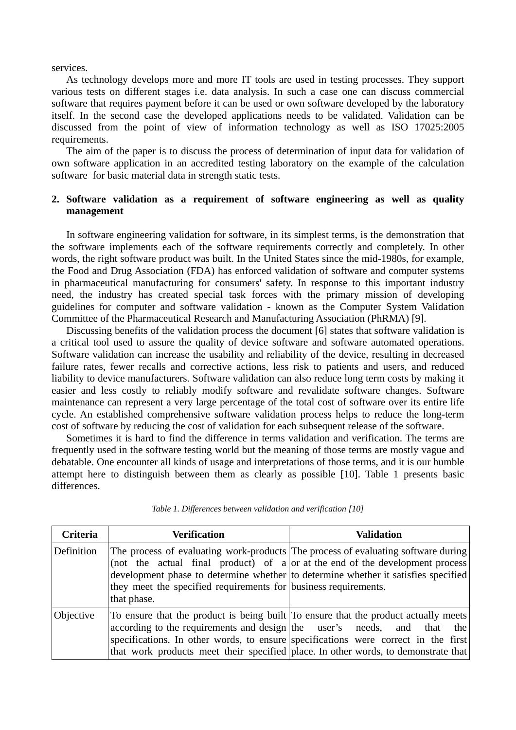services.

As technology develops more and more IT tools are used in testing processes. They support various tests on different stages i.e. data analysis. In such a case one can discuss commercial software that requires payment before it can be used or own software developed by the laboratory itself. In the second case the developed applications needs to be validated. Validation can be discussed from the point of view of information technology as well as ISO 17025:2005 requirements.

The aim of the paper is to discuss the process of determination of input data for validation of own software application in an accredited testing laboratory on the example of the calculation software for basic material data in strength static tests.

## 2. Software validation as a requirement of software engineering as well as quality management

In software engineering validation for software, in its simplest terms, is the demonstration that the software implements each of the software requirements correctly and completely. In other words, the right software product was built. In the United States since the mid-1980s, for example, the Food and Drug Association (FDA) has enforced validation of software and computer systems in pharmaceutical manufacturing for consumers' safety. In response to this important industry need, the industry has created special task forces with the primary mission of developing guidelines for computer and software validation - known as the Computer System Validation Committee of the Pharmaceutical Research and Manufacturing Association (PhRMA) [9].

Discussing benefits of the validation process the document [6] states that software validation is a critical tool used to assure the quality of device software and software automated operations. Software validation can increase the usability and reliability of the device, resulting in decreased failure rates, fewer recalls and corrective actions, less risk to patients and users, and reduced liability to device manufacturers. Software validation can also reduce long term costs by making it easier and less costly to reliably modify software and revalidate software changes. Software maintenance can represent a very large percentage of the total cost of software over its entire life cycle. An established comprehensive software validation process helps to reduce the long-term cost of software by reducing the cost of validation for each subsequent release of the software.

Sometimes it is hard to find the difference in terms validation and verification. The terms are frequently used in the software testing world but the meaning of those terms are mostly vague and debatable. One encounter all kinds of usage and interpretations of those terms, and it is our humble attempt here to distinguish between them as clearly as possible [10]. Table 1 presents basic differences.

*Table 1. Differences between validation and verification [10]*

| Criteria | Verification | Validation |
|---|---|---|
| Definition | The process of evaluating work-products (not the actual final product) of a development phase to determine whether they meet the specified requirements for that phase. | The process of evaluating software during or at the end of the development process to determine whether it satisfies specified business requirements. |
| Objective | To ensure that the product is being built according to the requirements and design specifications. In other words, to ensure that work products meet their specified | To ensure that the product actually meets the user's needs, and that the specifications were correct in the first place. In other words, to demonstrate that |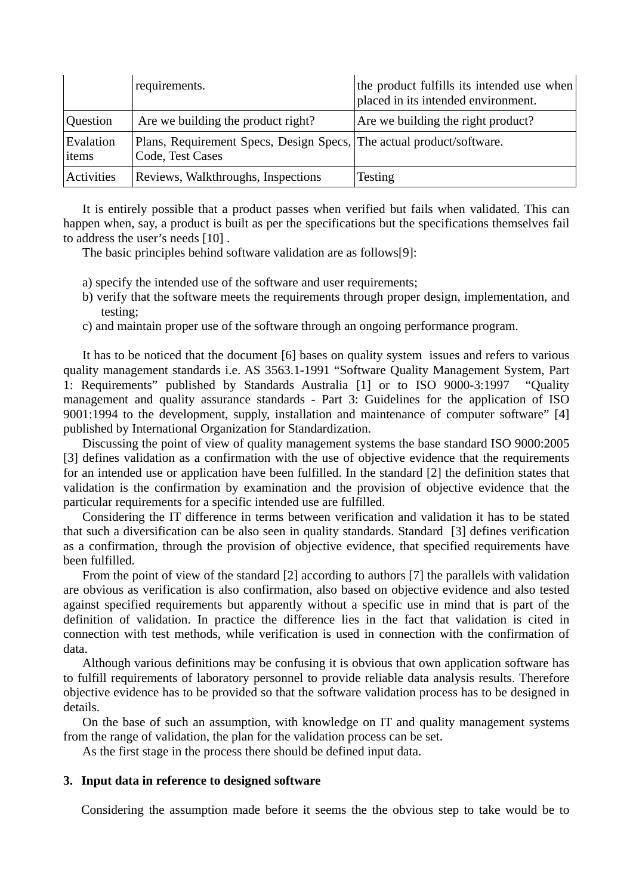| | requirements. | the product fulfills its intended use when placed in its intended environment. |
|---|---|---|
| Question | Are we building the product right? | Are we building the right product? |
| Evalation items | Plans, Requirement Specs, Design Specs, Code, Test Cases | The actual product/software. |
| Activities | Reviews, Walkthroughs, Inspections | Testing |

It is entirely possible that a product passes when verified but fails when validated. This can happen when, say, a product is built as per the specifications but the specifications themselves fail to address the user's needs [10] .

The basic principles behind software validation are as follows[9]:

a) specify the intended use of the software and user requirements;
b) verify that the software meets the requirements through proper design, implementation, and testing;
c) and maintain proper use of the software through an ongoing performance program.

It has to be noticed that the document [6] bases on quality system issues and refers to various quality management standards i.e. AS 3563.1-1991 "Software Quality Management System, Part 1: Requirements" published by Standards Australia [1] or to ISO 9000-3:1997 "Quality management and quality assurance standards - Part 3: Guidelines for the application of ISO 9001:1994 to the development, supply, installation and maintenance of computer software" [4] published by International Organization for Standardization.

Discussing the point of view of quality management systems the base standard ISO 9000:2005 [3] defines validation as a confirmation with the use of objective evidence that the requirements for an intended use or application have been fulfilled. In the standard [2] the definition states that validation is the confirmation by examination and the provision of objective evidence that the particular requirements for a specific intended use are fulfilled.

Considering the IT difference in terms between verification and validation it has to be stated that such a diversification can be also seen in quality standards. Standard [3] defines verification as a confirmation, through the provision of objective evidence, that specified requirements have been fulfilled.

From the point of view of the standard [2] according to authors [7] the parallels with validation are obvious as verification is also confirmation, also based on objective evidence and also tested against specified requirements but apparently without a specific use in mind that is part of the definition of validation. In practice the difference lies in the fact that validation is cited in connection with test methods, while verification is used in connection with the confirmation of data.

Although various definitions may be confusing it is obvious that own application software has to fulfill requirements of laboratory personnel to provide reliable data analysis results. Therefore objective evidence has to be provided so that the software validation process has to be designed in details.

On the base of such an assumption, with knowledge on IT and quality management systems from the range of validation, the plan for the validation process can be set.

As the first stage in the process there should be defined input data.

### 3. Input data in reference to designed software

Considering the assumption made before it seems the the obvious step to take would be to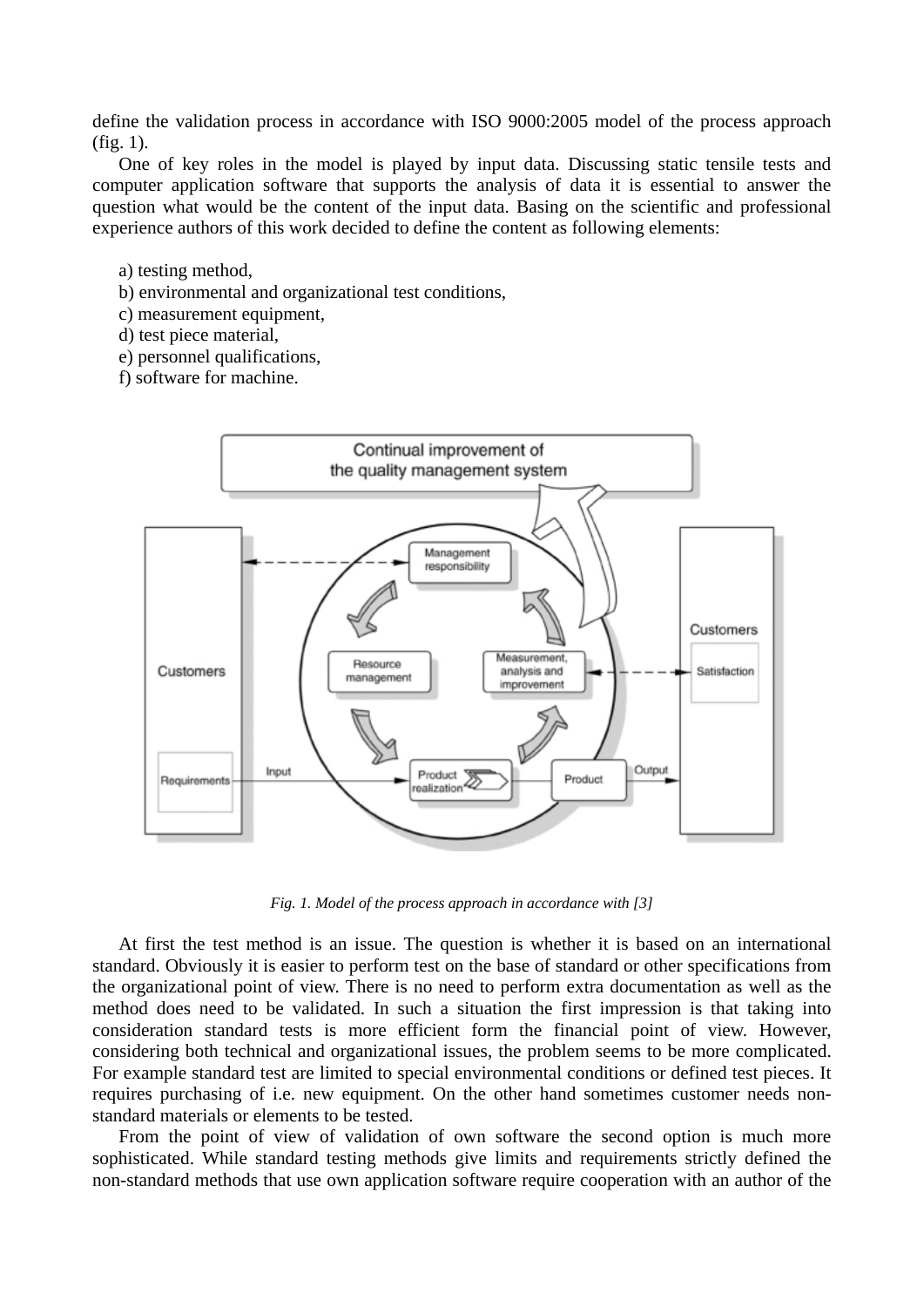define the validation process in accordance with ISO 9000:2005 model of the process approach (fig. 1).

One of key roles in the model is played by input data. Discussing static tensile tests and computer application software that supports the analysis of data it is essential to answer the question what would be the content of the input data. Basing on the scientific and professional experience authors of this work decided to define the content as following elements:

a) testing method,
b) environmental and organizational test conditions,
c) measurement equipment,
d) test piece material,
e) personnel qualifications,
f) software for machine.

*Fig. 1. Model of the process approach in accordance with [3]*

At first the test method is an issue. The question is whether it is based on an international standard. Obviously it is easier to perform test on the base of standard or other specifications from the organizational point of view. There is no need to perform extra documentation as well as the method does need to be validated. In such a situation the first impression is that taking into consideration standard tests is more efficient form the financial point of view. However, considering both technical and organizational issues, the problem seems to be more complicated. For example standard test are limited to special environmental conditions or defined test pieces. It requires purchasing of i.e. new equipment. On the other hand sometimes customer needs non-standard materials or elements to be tested.

From the point of view of validation of own software the second option is much more sophisticated. While standard testing methods give limits and requirements strictly defined the non-standard methods that use own application software require cooperation with an author of the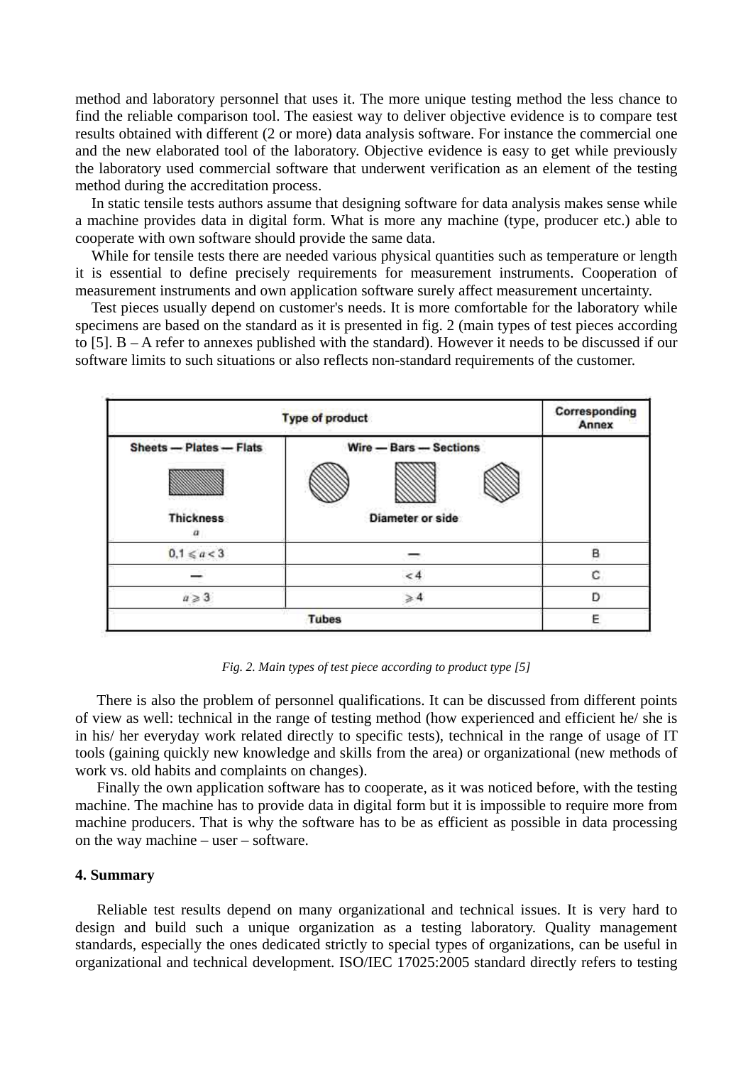method and laboratory personnel that uses it. The more unique testing method the less chance to find the reliable comparison tool. The easiest way to deliver objective evidence is to compare test results obtained with different (2 or more) data analysis software. For instance the commercial one and the new elaborated tool of the laboratory. Objective evidence is easy to get while previously the laboratory used commercial software that underwent verification as an element of the testing method during the accreditation process.

In static tensile tests authors assume that designing software for data analysis makes sense while a machine provides data in digital form. What is more any machine (type, producer etc.) able to cooperate with own software should provide the same data.

While for tensile tests there are needed various physical quantities such as temperature or length it is essential to define precisely requirements for measurement instruments. Cooperation of measurement instruments and own application software surely affect measurement uncertainty.

Test pieces usually depend on customer's needs. It is more comfortable for the laboratory while specimens are based on the standard as it is presented in fig. 2 (main types of test pieces according to [5]. B – A refer to annexes published with the standard). However it needs to be discussed if our software limits to such situations or also reflects non-standard requirements of the customer.

| Type of product | | Corresponding Annex |
|---|---|---|
| Sheets — Plates — Flats<br>Thickness<br>$a$ | Wire — Bars — Sections<br>Diameter or side | |
| $0{,}1 \leqslant a < 3$ | — | B |
| — | $< 4$ | C |
| $a \geqslant 3$ | $\geqslant 4$ | D |
| Tubes | | E |

*Fig. 2. Main types of test piece according to product type [5]*

There is also the problem of personnel qualifications. It can be discussed from different points of view as well: technical in the range of testing method (how experienced and efficient he/ she is in his/ her everyday work related directly to specific tests), technical in the range of usage of IT tools (gaining quickly new knowledge and skills from the area) or organizational (new methods of work vs. old habits and complaints on changes).

Finally the own application software has to cooperate, as it was noticed before, with the testing machine. The machine has to provide data in digital form but it is impossible to require more from machine producers. That is why the software has to be as efficient as possible in data processing on the way machine – user – software.

## 4. Summary

Reliable test results depend on many organizational and technical issues. It is very hard to design and build such a unique organization as a testing laboratory. Quality management standards, especially the ones dedicated strictly to special types of organizations, can be useful in organizational and technical development. ISO/IEC 17025:2005 standard directly refers to testing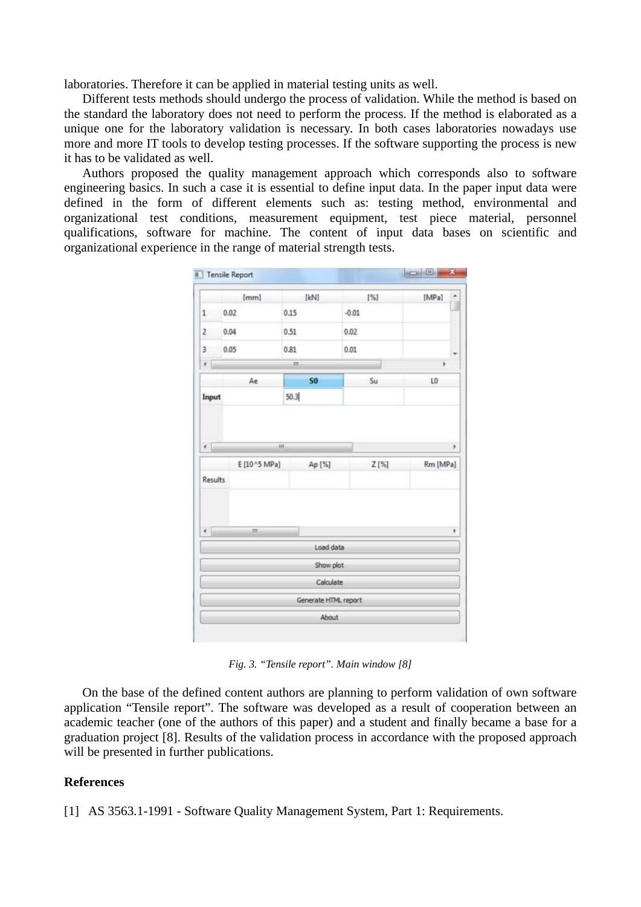laboratories. Therefore it can be applied in material testing units as well.

Different tests methods should undergo the process of validation. While the method is based on the standard the laboratory does not need to perform the process. If the method is elaborated as a unique one for the laboratory validation is necessary. In both cases laboratories nowadays use more and more IT tools to develop testing processes. If the software supporting the process is new it has to be validated as well.

Authors proposed the quality management approach which corresponds also to software engineering basics. In such a case it is essential to define input data. In the paper input data were defined in the form of different elements such as: testing method, environmental and organizational test conditions, measurement equipment, test piece material, personnel qualifications, software for machine. The content of input data bases on scientific and organizational experience in the range of material strength tests.

*Fig. 3. "Tensile report". Main window [8]*

On the base of the defined content authors are planning to perform validation of own software application "Tensile report". The software was developed as a result of cooperation between an academic teacher (one of the authors of this paper) and a student and finally became a base for a graduation project [8]. Results of the validation process in accordance with the proposed approach will be presented in further publications.

## References

[1] AS 3563.1-1991 - Software Quality Management System, Part 1: Requirements.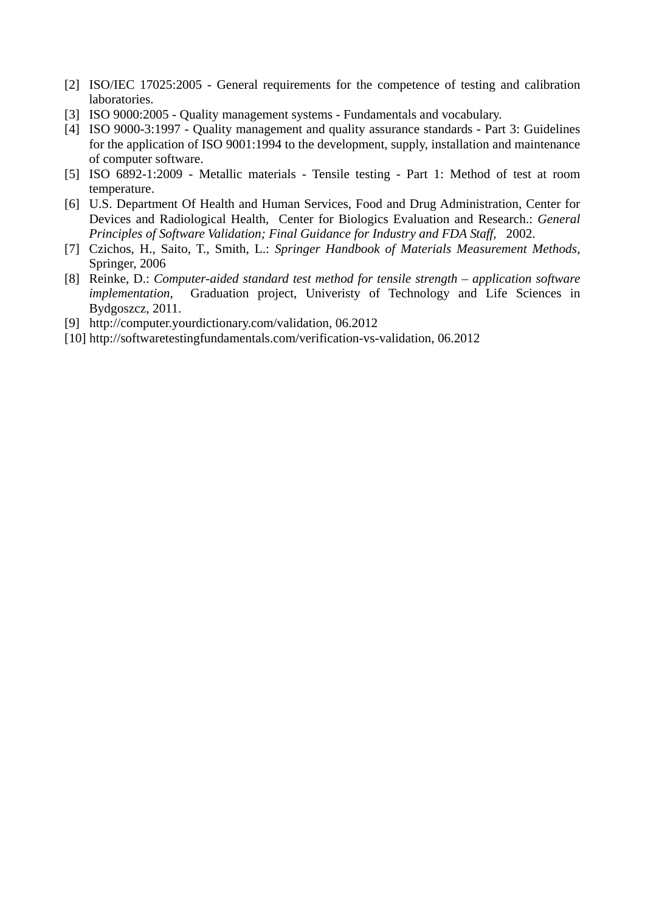[2] ISO/IEC 17025:2005 - General requirements for the competence of testing and calibration laboratories.

[3] ISO 9000:2005 - Quality management systems - Fundamentals and vocabulary.

[4] ISO 9000-3:1997 - Quality management and quality assurance standards - Part 3: Guidelines for the application of ISO 9001:1994 to the development, supply, installation and maintenance of computer software.

[5] ISO 6892-1:2009 - Metallic materials - Tensile testing - Part 1: Method of test at room temperature.

[6] U.S. Department Of Health and Human Services, Food and Drug Administration, Center for Devices and Radiological Health, Center for Biologics Evaluation and Research.: *General Principles of Software Validation; Final Guidance for Industry and FDA Staff,* 2002.

[7] Czichos, H., Saito, T., Smith, L.: *Springer Handbook of Materials Measurement Methods*, Springer, 2006

[8] Reinke, D.: *Computer-aided standard test method for tensile strength – application software implementation*, Graduation project, Univeristy of Technology and Life Sciences in Bydgoszcz, 2011.

[9] http://computer.yourdictionary.com/validation, 06.2012

[10] http://softwaretestingfundamentals.com/verification-vs-validation, 06.2012